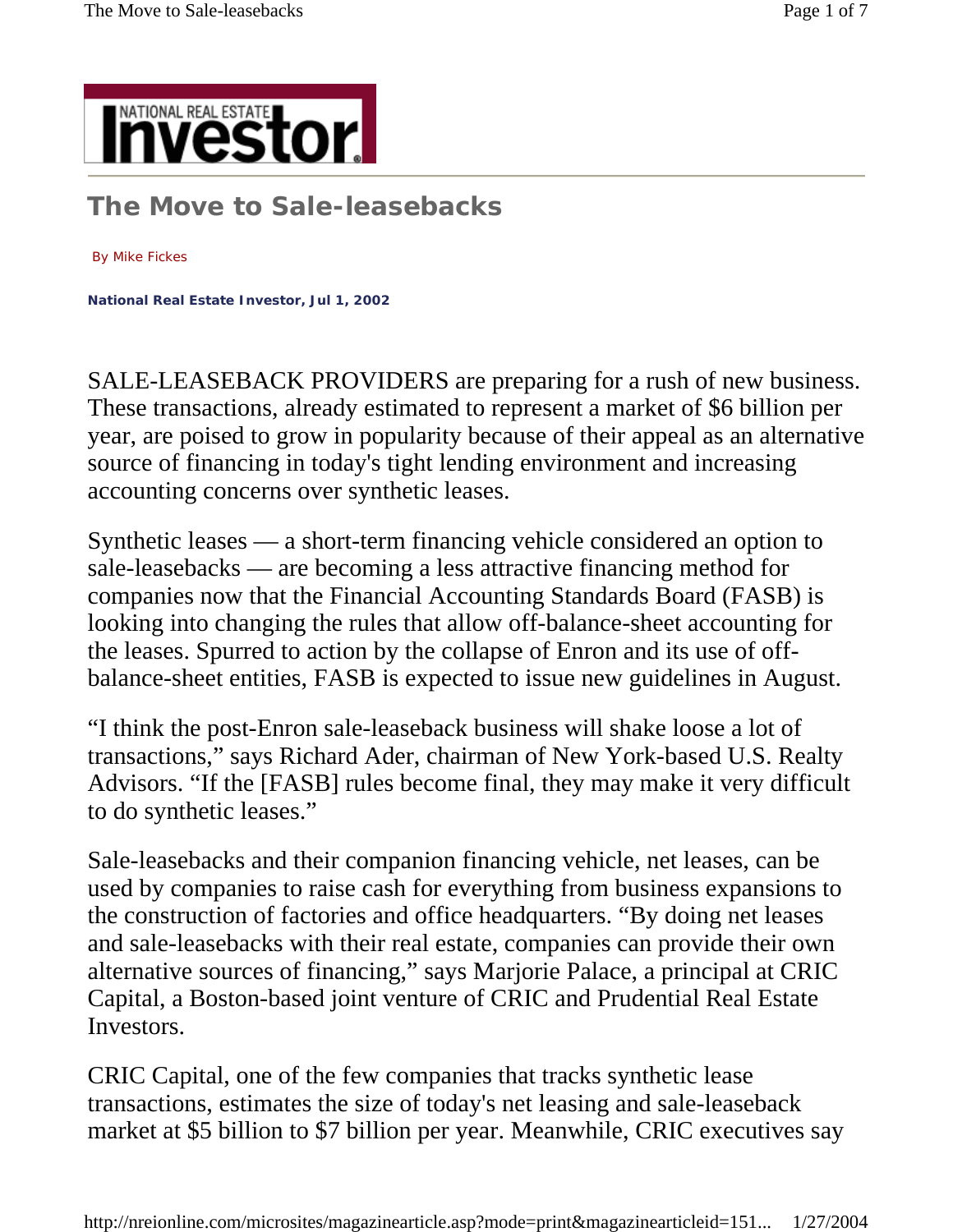NATIONAL REAL ESTATE Investor

# The Move to Sale-leasebacks

By Mike Fickes

**National Real Estate Investor, Jul 1, 2002**

SALE-LEASEBACK PROVIDERS are preparing for a rush of new business. These transactions, already estimated to represent a market of $6 billion per year, are poised to grow in popularity because of their appeal as an alternative source of financing in today's tight lending environment and increasing accounting concerns over synthetic leases.

Synthetic leases — a short-term financing vehicle considered an option to sale-leasebacks — are becoming a less attractive financing method for companies now that the Financial Accounting Standards Board (FASB) is looking into changing the rules that allow off-balance-sheet accounting for the leases. Spurred to action by the collapse of Enron and its use of off-balance-sheet entities, FASB is expected to issue new guidelines in August.

"I think the post-Enron sale-leaseback business will shake loose a lot of transactions," says Richard Ader, chairman of New York-based U.S. Realty Advisors. "If the [FASB] rules become final, they may make it very difficult to do synthetic leases."

Sale-leasebacks and their companion financing vehicle, net leases, can be used by companies to raise cash for everything from business expansions to the construction of factories and office headquarters. "By doing net leases and sale-leasebacks with their real estate, companies can provide their own alternative sources of financing," says Marjorie Palace, a principal at CRIC Capital, a Boston-based joint venture of CRIC and Prudential Real Estate Investors.

CRIC Capital, one of the few companies that tracks synthetic lease transactions, estimates the size of today's net leasing and sale-leaseback market at $5 billion to $7 billion per year. Meanwhile, CRIC executives say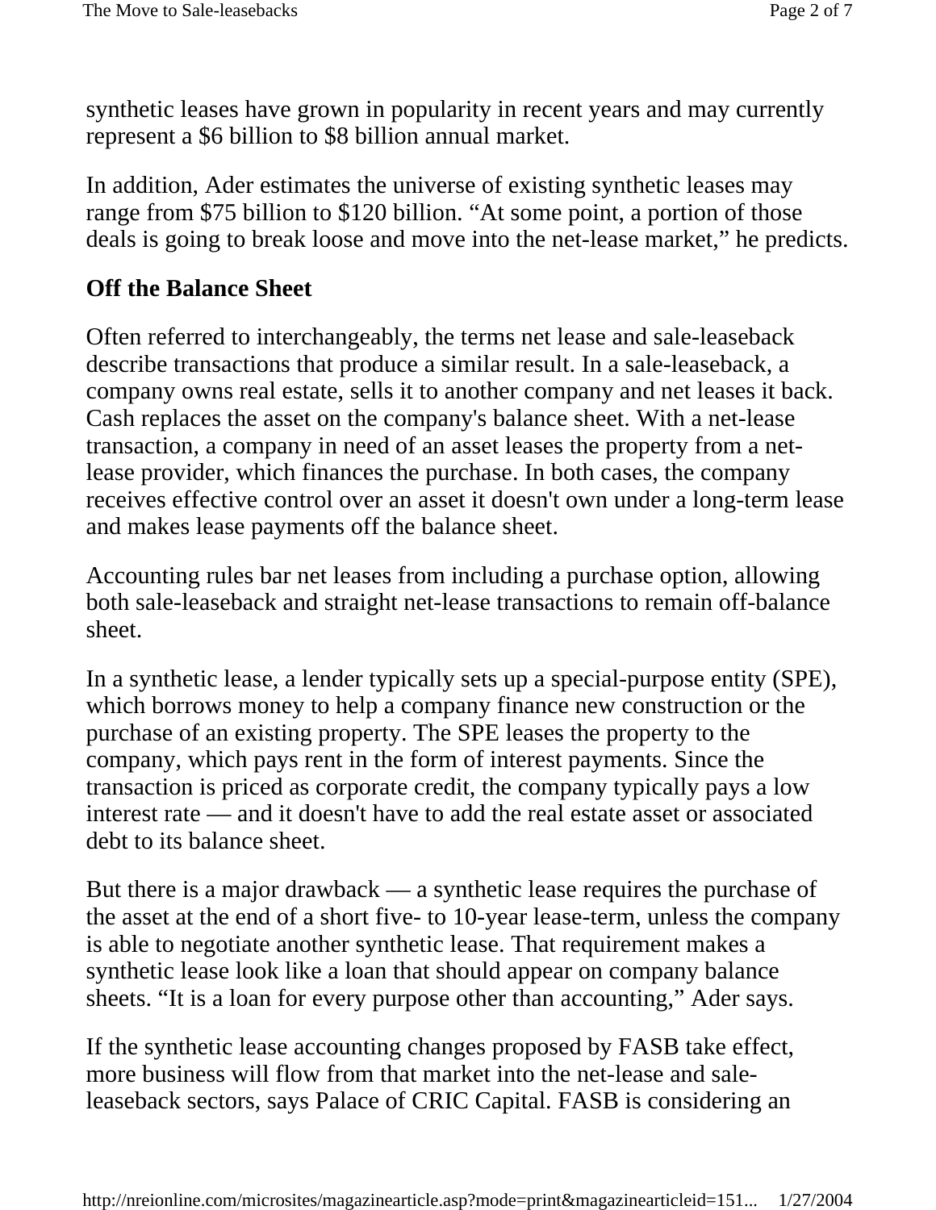synthetic leases have grown in popularity in recent years and may currently represent a $6 billion to $8 billion annual market.

In addition, Ader estimates the universe of existing synthetic leases may range from $75 billion to $120 billion. “At some point, a portion of those deals is going to break loose and move into the net-lease market,” he predicts.

## Off the Balance Sheet

Often referred to interchangeably, the terms net lease and sale-leaseback describe transactions that produce a similar result. In a sale-leaseback, a company owns real estate, sells it to another company and net leases it back. Cash replaces the asset on the company's balance sheet. With a net-lease transaction, a company in need of an asset leases the property from a net-lease provider, which finances the purchase. In both cases, the company receives effective control over an asset it doesn't own under a long-term lease and makes lease payments off the balance sheet.

Accounting rules bar net leases from including a purchase option, allowing both sale-leaseback and straight net-lease transactions to remain off-balance sheet.

In a synthetic lease, a lender typically sets up a special-purpose entity (SPE), which borrows money to help a company finance new construction or the purchase of an existing property. The SPE leases the property to the company, which pays rent in the form of interest payments. Since the transaction is priced as corporate credit, the company typically pays a low interest rate — and it doesn't have to add the real estate asset or associated debt to its balance sheet.

But there is a major drawback — a synthetic lease requires the purchase of the asset at the end of a short five- to 10-year lease-term, unless the company is able to negotiate another synthetic lease. That requirement makes a synthetic lease look like a loan that should appear on company balance sheets. “It is a loan for every purpose other than accounting,” Ader says.

If the synthetic lease accounting changes proposed by FASB take effect, more business will flow from that market into the net-lease and sale-leaseback sectors, says Palace of CRIC Capital. FASB is considering an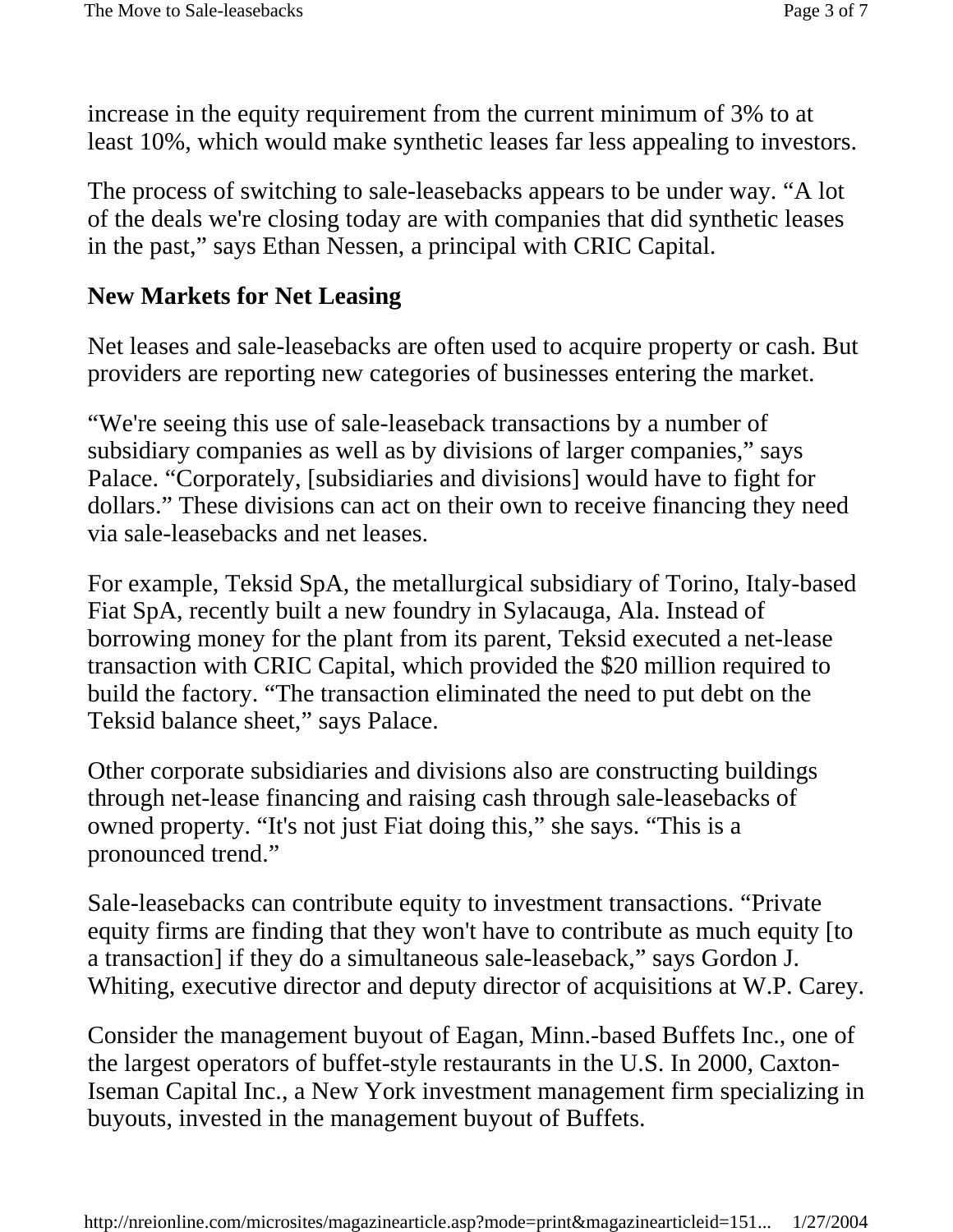increase in the equity requirement from the current minimum of 3% to at least 10%, which would make synthetic leases far less appealing to investors.

The process of switching to sale-leasebacks appears to be under way. “A lot of the deals we're closing today are with companies that did synthetic leases in the past,” says Ethan Nessen, a principal with CRIC Capital.

## New Markets for Net Leasing

Net leases and sale-leasebacks are often used to acquire property or cash. But providers are reporting new categories of businesses entering the market.

“We're seeing this use of sale-leaseback transactions by a number of subsidiary companies as well as by divisions of larger companies,” says Palace. “Corporately, [subsidiaries and divisions] would have to fight for dollars.” These divisions can act on their own to receive financing they need via sale-leasebacks and net leases.

For example, Teksid SpA, the metallurgical subsidiary of Torino, Italy-based Fiat SpA, recently built a new foundry in Sylacauga, Ala. Instead of borrowing money for the plant from its parent, Teksid executed a net-lease transaction with CRIC Capital, which provided the $20 million required to build the factory. “The transaction eliminated the need to put debt on the Teksid balance sheet,” says Palace.

Other corporate subsidiaries and divisions also are constructing buildings through net-lease financing and raising cash through sale-leasebacks of owned property. “It's not just Fiat doing this,” she says. “This is a pronounced trend.”

Sale-leasebacks can contribute equity to investment transactions. “Private equity firms are finding that they won't have to contribute as much equity [to a transaction] if they do a simultaneous sale-leaseback,” says Gordon J. Whiting, executive director and deputy director of acquisitions at W.P. Carey.

Consider the management buyout of Eagan, Minn.-based Buffets Inc., one of the largest operators of buffet-style restaurants in the U.S. In 2000, Caxton-Iseman Capital Inc., a New York investment management firm specializing in buyouts, invested in the management buyout of Buffets.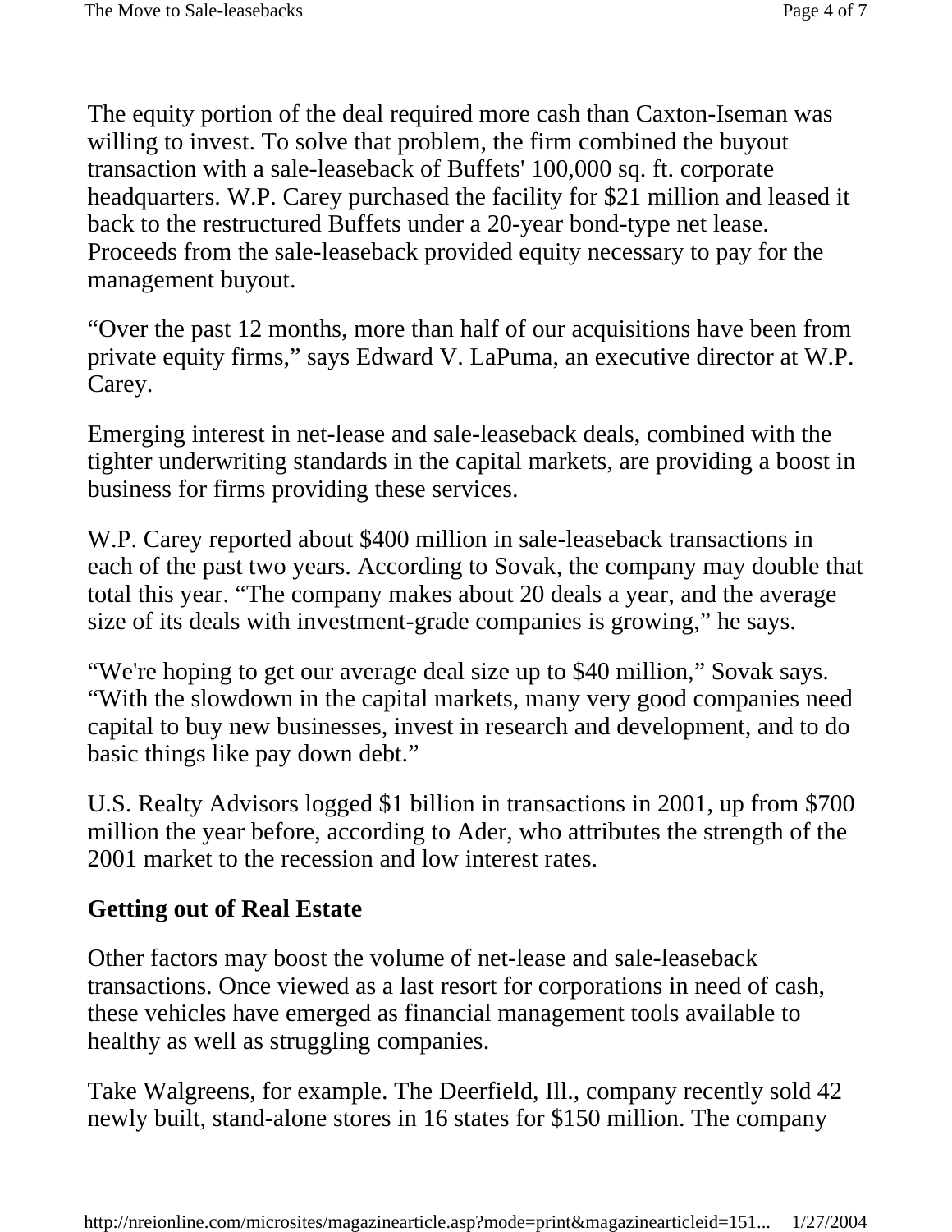The equity portion of the deal required more cash than Caxton-Iseman was willing to invest. To solve that problem, the firm combined the buyout transaction with a sale-leaseback of Buffets' 100,000 sq. ft. corporate headquarters. W.P. Carey purchased the facility for $21 million and leased it back to the restructured Buffets under a 20-year bond-type net lease. Proceeds from the sale-leaseback provided equity necessary to pay for the management buyout.

"Over the past 12 months, more than half of our acquisitions have been from private equity firms," says Edward V. LaPuma, an executive director at W.P. Carey.

Emerging interest in net-lease and sale-leaseback deals, combined with the tighter underwriting standards in the capital markets, are providing a boost in business for firms providing these services.

W.P. Carey reported about $400 million in sale-leaseback transactions in each of the past two years. According to Sovak, the company may double that total this year. "The company makes about 20 deals a year, and the average size of its deals with investment-grade companies is growing," he says.

"We're hoping to get our average deal size up to $40 million," Sovak says. "With the slowdown in the capital markets, many very good companies need capital to buy new businesses, invest in research and development, and to do basic things like pay down debt."

U.S. Realty Advisors logged $1 billion in transactions in 2001, up from $700 million the year before, according to Ader, who attributes the strength of the 2001 market to the recession and low interest rates.

## Getting out of Real Estate

Other factors may boost the volume of net-lease and sale-leaseback transactions. Once viewed as a last resort for corporations in need of cash, these vehicles have emerged as financial management tools available to healthy as well as struggling companies.

Take Walgreens, for example. The Deerfield, Ill., company recently sold 42 newly built, stand-alone stores in 16 states for $150 million. The company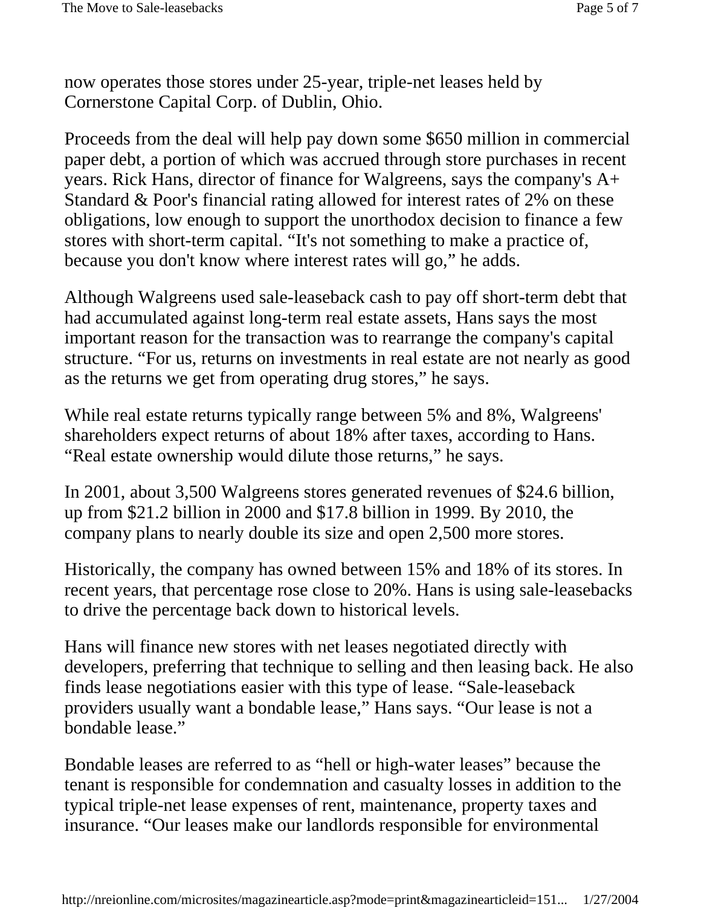now operates those stores under 25-year, triple-net leases held by Cornerstone Capital Corp. of Dublin, Ohio.

Proceeds from the deal will help pay down some $650 million in commercial paper debt, a portion of which was accrued through store purchases in recent years. Rick Hans, director of finance for Walgreens, says the company's A+ Standard & Poor's financial rating allowed for interest rates of 2% on these obligations, low enough to support the unorthodox decision to finance a few stores with short-term capital. “It's not something to make a practice of, because you don't know where interest rates will go,” he adds.

Although Walgreens used sale-leaseback cash to pay off short-term debt that had accumulated against long-term real estate assets, Hans says the most important reason for the transaction was to rearrange the company's capital structure. “For us, returns on investments in real estate are not nearly as good as the returns we get from operating drug stores,” he says.

While real estate returns typically range between 5% and 8%, Walgreens' shareholders expect returns of about 18% after taxes, according to Hans. “Real estate ownership would dilute those returns,” he says.

In 2001, about 3,500 Walgreens stores generated revenues of $24.6 billion, up from $21.2 billion in 2000 and $17.8 billion in 1999. By 2010, the company plans to nearly double its size and open 2,500 more stores.

Historically, the company has owned between 15% and 18% of its stores. In recent years, that percentage rose close to 20%. Hans is using sale-leasebacks to drive the percentage back down to historical levels.

Hans will finance new stores with net leases negotiated directly with developers, preferring that technique to selling and then leasing back. He also finds lease negotiations easier with this type of lease. “Sale-leaseback providers usually want a bondable lease,” Hans says. “Our lease is not a bondable lease.”

Bondable leases are referred to as “hell or high-water leases” because the tenant is responsible for condemnation and casualty losses in addition to the typical triple-net lease expenses of rent, maintenance, property taxes and insurance. “Our leases make our landlords responsible for environmental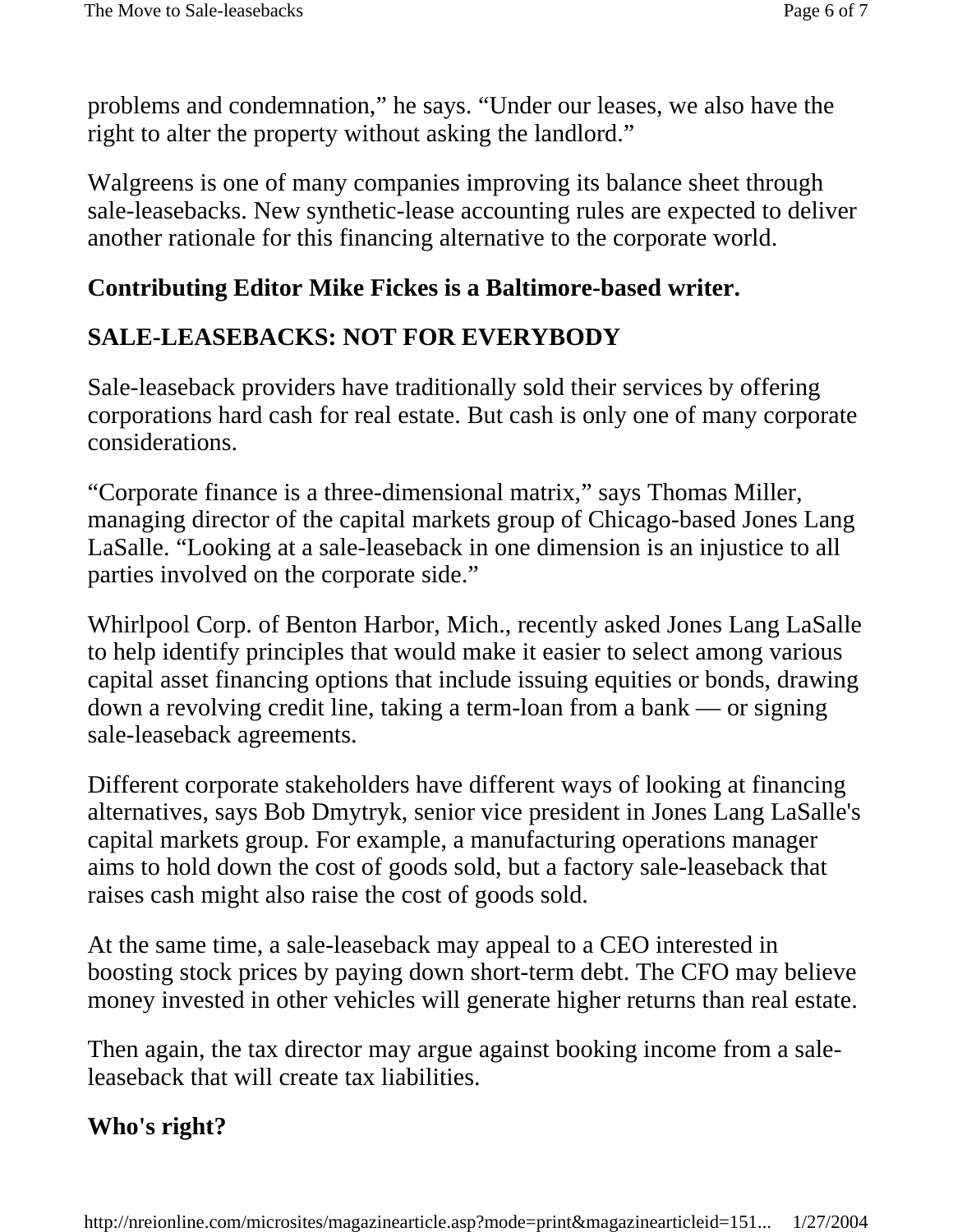problems and condemnation," he says. "Under our leases, we also have the right to alter the property without asking the landlord."

Walgreens is one of many companies improving its balance sheet through sale-leasebacks. New synthetic-lease accounting rules are expected to deliver another rationale for this financing alternative to the corporate world.

**Contributing Editor Mike Fickes is a Baltimore-based writer.**

## SALE-LEASEBACKS: NOT FOR EVERYBODY

Sale-leaseback providers have traditionally sold their services by offering corporations hard cash for real estate. But cash is only one of many corporate considerations.

"Corporate finance is a three-dimensional matrix," says Thomas Miller, managing director of the capital markets group of Chicago-based Jones Lang LaSalle. "Looking at a sale-leaseback in one dimension is an injustice to all parties involved on the corporate side."

Whirlpool Corp. of Benton Harbor, Mich., recently asked Jones Lang LaSalle to help identify principles that would make it easier to select among various capital asset financing options that include issuing equities or bonds, drawing down a revolving credit line, taking a term-loan from a bank — or signing sale-leaseback agreements.

Different corporate stakeholders have different ways of looking at financing alternatives, says Bob Dmytryk, senior vice president in Jones Lang LaSalle's capital markets group. For example, a manufacturing operations manager aims to hold down the cost of goods sold, but a factory sale-leaseback that raises cash might also raise the cost of goods sold.

At the same time, a sale-leaseback may appeal to a CEO interested in boosting stock prices by paying down short-term debt. The CFO may believe money invested in other vehicles will generate higher returns than real estate.

Then again, the tax director may argue against booking income from a sale-leaseback that will create tax liabilities.

**Who's right?**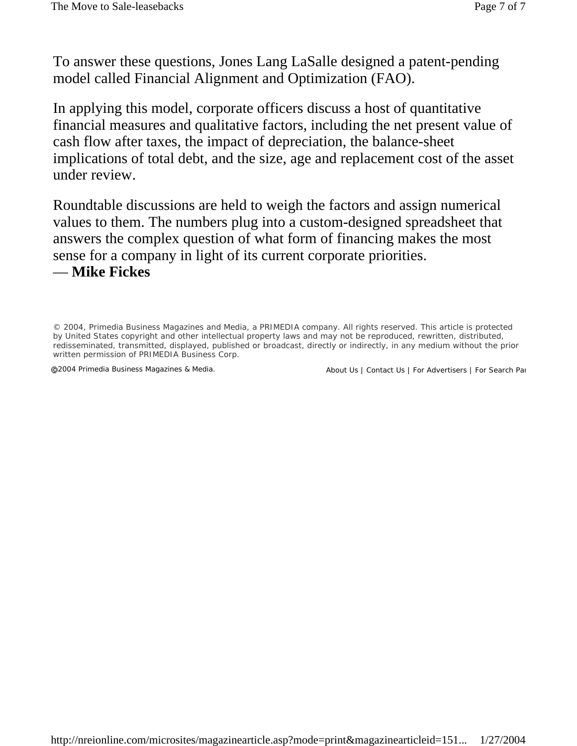To answer these questions, Jones Lang LaSalle designed a patent-pending model called Financial Alignment and Optimization (FAO).

In applying this model, corporate officers discuss a host of quantitative financial measures and qualitative factors, including the net present value of cash flow after taxes, the impact of depreciation, the balance-sheet implications of total debt, and the size, age and replacement cost of the asset under review.

Roundtable discussions are held to weigh the factors and assign numerical values to them. The numbers plug into a custom-designed spreadsheet that answers the complex question of what form of financing makes the most sense for a company in light of its current corporate priorities.
— **Mike Fickes**

© 2004, Primedia Business Magazines and Media, a PRIMEDIA company. All rights reserved. This article is protected by United States copyright and other intellectual property laws and may not be reproduced, rewritten, distributed, redisseminated, transmitted, displayed, published or broadcast, directly or indirectly, in any medium without the prior written permission of PRIMEDIA Business Corp.

©2004 Primedia Business Magazines & Media.

About Us | Contact Us | For Advertisers | For Search Par